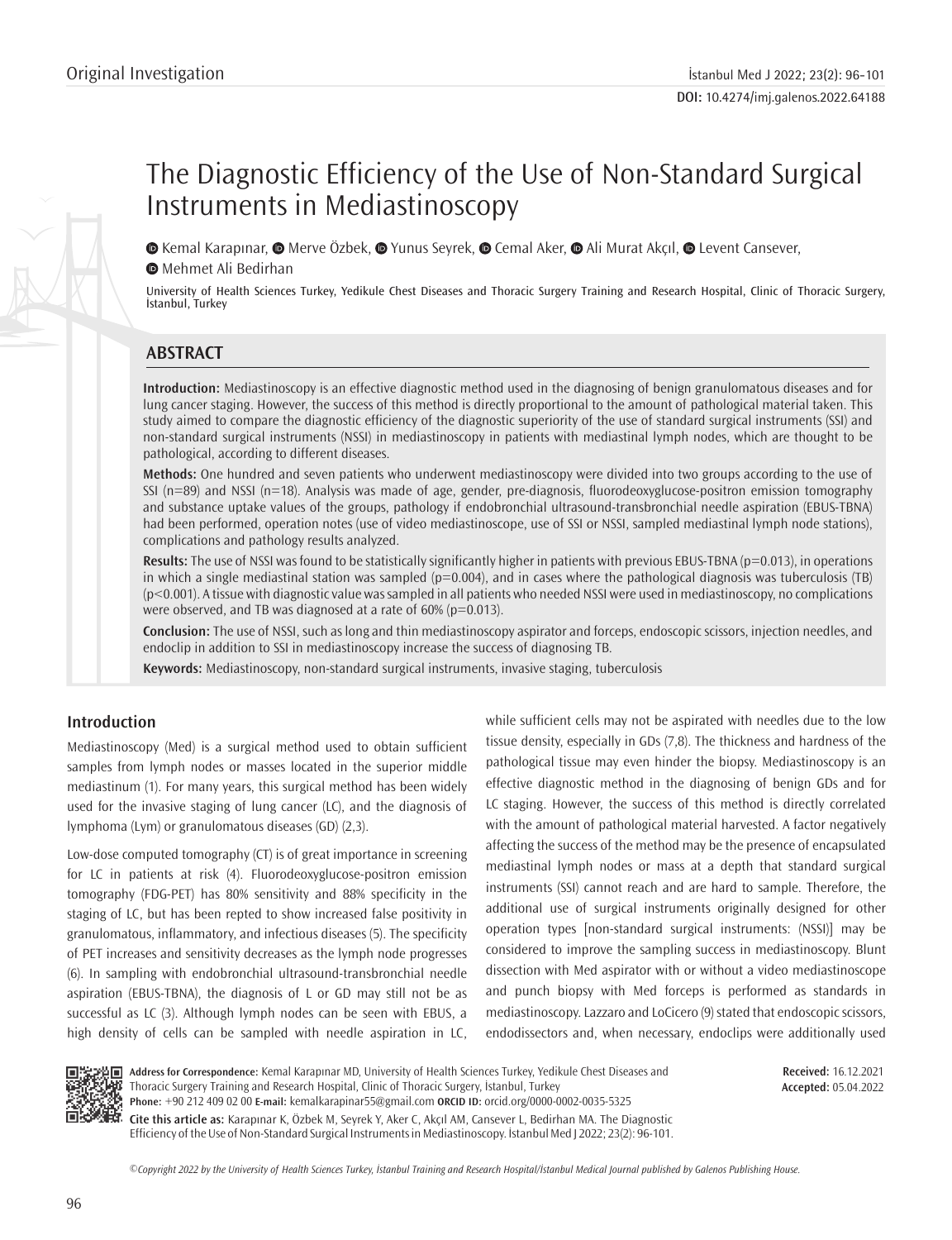Original Investigation

# The Diagnostic Efficiency of the Use of Non-Standard Surgical Instruments in Mediastinoscopy

Kemal Karapınar, Merve Özbek, Yunus Seyrek, Cemal Aker, Ali Murat Akçıl, Levent Cansever, Mehmet Ali Bedirhan

University of Health Sciences Turkey, Yedikule Chest Diseases and Thoracic Surgery Training and Research Hospital, Clinic of Thoracic Surgery, İstanbul, Turkey

## ABSTRACT

**Introduction:** Mediastinoscopy is an effective diagnostic method used in the diagnosing of benign granulomatous diseases and for lung cancer staging. However, the success of this method is directly proportional to the amount of pathological material taken. This study aimed to compare the diagnostic efficiency of the diagnostic superiority of the use of standard surgical instruments (SSI) and non-standard surgical instruments (NSSI) in mediastinoscopy in patients with mediastinal lymph nodes, which are thought to be pathological, according to different diseases.

**Methods:** One hundred and seven patients who underwent mediastinoscopy were divided into two groups according to the use of SSI (n=89) and NSSI (n=18). Analysis was made of age, gender, pre-diagnosis, fluorodeoxyglucose-positron emission tomography and substance uptake values of the groups, pathology if endobronchial ultrasound-transbronchial needle aspiration (EBUS-TBNA) had been performed, operation notes (use of video mediastinoscope, use of SSI or NSSI, sampled mediastinal lymph node stations), complications and pathology results analyzed.

**Results:** The use of NSSI was found to be statistically significantly higher in patients with previous EBUS-TBNA (p=0.013), in operations in which a single mediastinal station was sampled (p=0.004), and in cases where the pathological diagnosis was tuberculosis (TB) (p<0.001). A tissue with diagnostic value was sampled in all patients who needed NSSI were used in mediastinoscopy, no complications were observed, and TB was diagnosed at a rate of 60% (p=0.013).

**Conclusion:** The use of NSSI, such as long and thin mediastinoscopy aspirator and forceps, endoscopic scissors, injection needles, and endoclip in addition to SSI in mediastinoscopy increase the success of diagnosing TB.

**Keywords:** Mediastinoscopy, non-standard surgical instruments, invasive staging, tuberculosis

## Introduction

Mediastinoscopy (Med) is a surgical method used to obtain sufficient samples from lymph nodes or masses located in the superior middle mediastinum (1). For many years, this surgical method has been widely used for the invasive staging of lung cancer (LC), and the diagnosis of lymphoma (Lym) or granulomatous diseases (GD) (2,3).

Low-dose computed tomography (CT) is of great importance in screening for LC in patients at risk (4). Fluorodeoxyglucose-positron emission tomography (FDG-PET) has 80% sensitivity and 88% specificity in the staging of LC, but has been repted to show increased false positivity in granulomatous, inflammatory, and infectious diseases (5). The specificity of PET increases and sensitivity decreases as the lymph node progresses (6). In sampling with endobronchial ultrasound-transbronchial needle aspiration (EBUS-TBNA), the diagnosis of L or GD may still not be as successful as LC (3). Although lymph nodes can be seen with EBUS, a high density of cells can be sampled with needle aspiration in LC, while sufficient cells may not be aspirated with needles due to the low tissue density, especially in GDs (7,8). The thickness and hardness of the pathological tissue may even hinder the biopsy. Mediastinoscopy is an effective diagnostic method in the diagnosing of benign GDs and for LC staging. However, the success of this method is directly correlated with the amount of pathological material harvested. A factor negatively affecting the success of the method may be the presence of encapsulated mediastinal lymph nodes or mass at a depth that standard surgical instruments (SSI) cannot reach and are hard to sample. Therefore, the additional use of surgical instruments originally designed for other operation types [non-standard surgical instruments: (NSSI)] may be considered to improve the sampling success in mediastinoscopy. Blunt dissection with Med aspirator with or without a video mediastinoscope and punch biopsy with Med forceps is performed as standards in mediastinoscopy. Lazzaro and LoCicero (9) stated that endoscopic scissors, endodissectors and, when necessary, endoclips were additionally used

**Address for Correspondence:** Kemal Karapınar MD, University of Health Sciences Turkey, Yedikule Chest Diseases and Thoracic Surgery Training and Research Hospital, Clinic of Thoracic Surgery, İstanbul, Turkey
**Phone:** +90 212 409 02 00 **E-mail:** kemalkarapinar55@gmail.com **ORCID ID:** orcid.org/0000-0002-0035-5325

**Received:** 16.12.2021
**Accepted:** 05.04.2022

**Cite this article as:** Karapınar K, Özbek M, Seyrek Y, Aker C, Akçıl AM, Cansever L, Bedirhan MA. The Diagnostic Efficiency of the Use of Non-Standard Surgical Instruments in Mediastinoscopy. İstanbul Med J 2022; 23(2): 96-101.

©Copyright 2022 by the University of Health Sciences Turkey, İstanbul Training and Research Hospital/İstanbul Medical Journal published by Galenos Publishing House.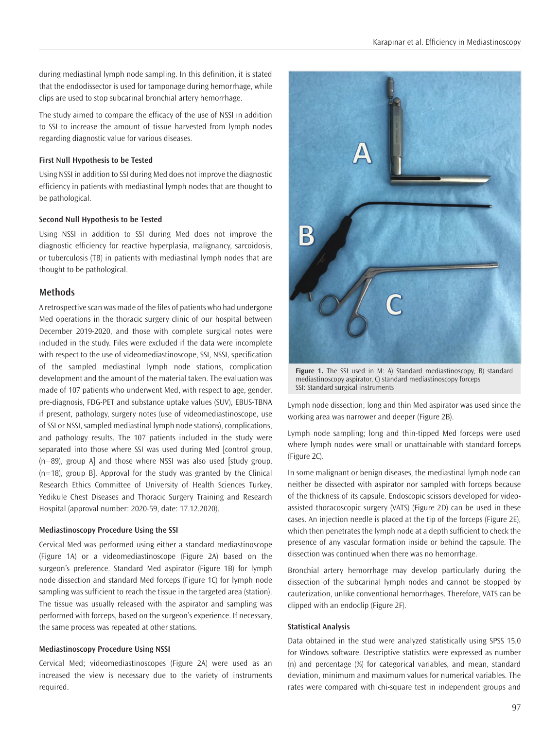during mediastinal lymph node sampling. In this definition, it is stated that the endodissector is used for tamponage during hemorrhage, while clips are used to stop subcarinal bronchial artery hemorrhage.

The study aimed to compare the efficacy of the use of NSSI in addition to SSI to increase the amount of tissue harvested from lymph nodes regarding diagnostic value for various diseases.

#### First Null Hypothesis to be Tested

Using NSSI in addition to SSI during Med does not improve the diagnostic efficiency in patients with mediastinal lymph nodes that are thought to be pathological.

#### Second Null Hypothesis to be Tested

Using NSSI in addition to SSI during Med does not improve the diagnostic efficiency for reactive hyperplasia, malignancy, sarcoidosis, or tuberculosis (TB) in patients with mediastinal lymph nodes that are thought to be pathological.

## Methods

A retrospective scan was made of the files of patients who had undergone Med operations in the thoracic surgery clinic of our hospital between December 2019-2020, and those with complete surgical notes were included in the study. Files were excluded if the data were incomplete with respect to the use of videomediastinoscope, SSI, NSSI, specification of the sampled mediastinal lymph node stations, complication development and the amount of the material taken. The evaluation was made of 107 patients who underwent Med, with respect to age, gender, pre-diagnosis, FDG-PET and substance uptake values (SUV), EBUS-TBNA if present, pathology, surgery notes (use of videomediastinoscope, use of SSI or NSSI, sampled mediastinal lymph node stations), complications, and pathology results. The 107 patients included in the study were separated into those where SSI was used during Med [control group, (n=89), group A] and those where NSSI was also used [study group, (n=18), group B]. Approval for the study was granted by the Clinical Research Ethics Committee of University of Health Sciences Turkey, Yedikule Chest Diseases and Thoracic Surgery Training and Research Hospital (approval number: 2020-59, date: 17.12.2020).

#### Mediastinoscopy Procedure Using the SSI

Cervical Med was performed using either a standard mediastinoscope (Figure 1A) or a videomediastinoscope (Figure 2A) based on the surgeon's preference. Standard Med aspirator (Figure 1B) for lymph node dissection and standard Med forceps (Figure 1C) for lymph node sampling was sufficient to reach the tissue in the targeted area (station). The tissue was usually released with the aspirator and sampling was performed with forceps, based on the surgeon's experience. If necessary, the same process was repeated at other stations.

#### Mediastinoscopy Procedure Using NSSI

Cervical Med; videomediastinoscopes (Figure 2A) were used as an increased the view is necessary due to the variety of instruments required.

**Figure 1.** The SSI used in M: A) Standard mediastinoscopy, B) standard mediastinoscopy aspirator, C) standard mediastinoscopy forceps
SSI: Standard surgical instruments

Lymph node dissection; long and thin Med aspirator was used since the working area was narrower and deeper (Figure 2B).

Lymph node sampling; long and thin-tipped Med forceps were used where lymph nodes were small or unattainable with standard forceps (Figure 2C).

In some malignant or benign diseases, the mediastinal lymph node can neither be dissected with aspirator nor sampled with forceps because of the thickness of its capsule. Endoscopic scissors developed for video-assisted thoracoscopic surgery (VATS) (Figure 2D) can be used in these cases. An injection needle is placed at the tip of the forceps (Figure 2E), which then penetrates the lymph node at a depth sufficient to check the presence of any vascular formation inside or behind the capsule. The dissection was continued when there was no hemorrhage.

Bronchial artery hemorrhage may develop particularly during the dissection of the subcarinal lymph nodes and cannot be stopped by cauterization, unlike conventional hemorrhages. Therefore, VATS can be clipped with an endoclip (Figure 2F).

#### Statistical Analysis

Data obtained in the stud were analyzed statistically using SPSS 15.0 for Windows software. Descriptive statistics were expressed as number (n) and percentage (%) for categorical variables, and mean, standard deviation, minimum and maximum values for numerical variables. The rates were compared with chi-square test in independent groups and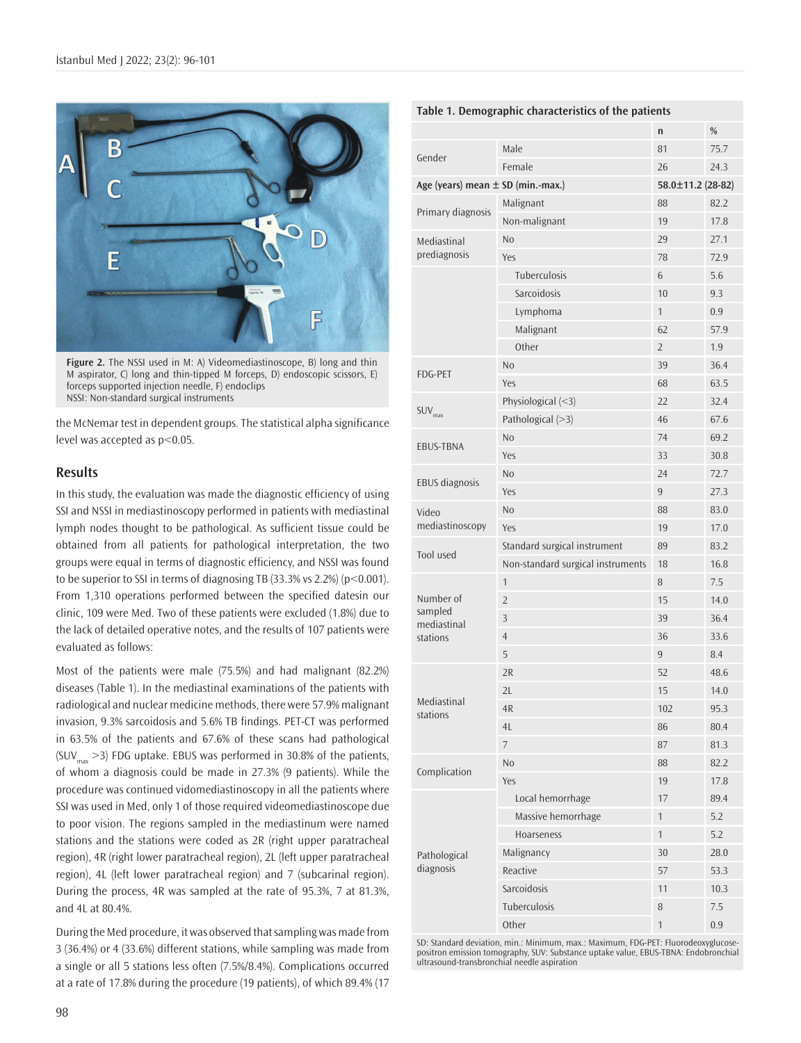Figure 2. The NSSI used in M: A) Videomediastinoscope, B) long and thin M aspirator, C) long and thin-tipped M forceps, D) endoscopic scissors, E) forceps supported injection needle, F) endoclips
NSSI: Non-standard surgical instruments

the McNemar test in dependent groups. The statistical alpha significance level was accepted as $p<0.05$.

## Results

In this study, the evaluation was made the diagnostic efficiency of using SSI and NSSI in mediastinoscopy performed in patients with mediastinal lymph nodes thought to be pathological. As sufficient tissue could be obtained from all patients for pathological interpretation, the two groups were equal in terms of diagnostic efficiency, and NSSI was found to be superior to SSI in terms of diagnosing TB (33.3% vs 2.2%) ($p<0.001$). From 1,310 operations performed between the specified datesin our clinic, 109 were Med. Two of these patients were excluded (1.8%) due to the lack of detailed operative notes, and the results of 107 patients were evaluated as follows:

Most of the patients were male (75.5%) and had malignant (82.2%) diseases (Table 1). In the mediastinal examinations of the patients with radiological and nuclear medicine methods, there were 57.9% malignant invasion, 9.3% sarcoidosis and 5.6% TB findings. PET-CT was performed in 63.5% of the patients and 67.6% of these scans had pathological ($SUV_{max}$ >3) FDG uptake. EBUS was performed in 30.8% of the patients, of whom a diagnosis could be made in 27.3% (9 patients). While the procedure was continued vidomediastinoscopy in all the patients where SSI was used in Med, only 1 of those required videomediastinoscope due to poor vision. The regions sampled in the mediastinum were named stations and the stations were coded as 2R (right upper paratracheal region), 4R (right lower paratracheal region), 2L (left upper paratracheal region), 4L (left lower paratracheal region) and 7 (subcarinal region). During the process, 4R was sampled at the rate of 95.3%, 7 at 81.3%, and 4L at 80.4%.

During the Med procedure, it was observed that sampling was made from 3 (36.4%) or 4 (33.6%) different stations, while sampling was made from a single or all 5 stations less often (7.5%/8.4%). Complications occurred at a rate of 17.8% during the procedure (19 patients), of which 89.4% (17

**Table 1. Demographic characteristics of the patients**

| | | n | % |
|---|---|---|---|
| Gender | Male | 81 | 75.7 |
| | Female | 26 | 24.3 |
| **Age (years) mean ± SD (min.-max.)** | | **58.0±11.2 (28-82)** | |
| Primary diagnosis | Malignant | 88 | 82.2 |
| | Non-malignant | 19 | 17.8 |
| Mediastinal prediagnosis | No | 29 | 27.1 |
| | Yes | 78 | 72.9 |
| | Tuberculosis | 6 | 5.6 |
| | Sarcoidosis | 10 | 9.3 |
| | Lymphoma | 1 | 0.9 |
| | Malignant | 62 | 57.9 |
| | Other | 2 | 1.9 |
| FDG-PET | No | 39 | 36.4 |
| | Yes | 68 | 63.5 |
| $SUV_{max}$ | Physiological (<3) | 22 | 32.4 |
| | Pathological (>3) | 46 | 67.6 |
| EBUS-TBNA | No | 74 | 69.2 |
| | Yes | 33 | 30.8 |
| EBUS diagnosis | No | 24 | 72.7 |
| | Yes | 9 | 27.3 |
| Video mediastinoscopy | No | 88 | 83.0 |
| | Yes | 19 | 17.0 |
| Tool used | Standard surgical instrument | 89 | 83.2 |
| | Non-standard surgical instruments | 18 | 16.8 |
| Number of sampled mediastinal stations | 1 | 8 | 7.5 |
| | 2 | 15 | 14.0 |
| | 3 | 39 | 36.4 |
| | 4 | 36 | 33.6 |
| | 5 | 9 | 8.4 |
| Mediastinal stations | 2R | 52 | 48.6 |
| | 2L | 15 | 14.0 |
| | 4R | 102 | 95.3 |
| | 4L | 86 | 80.4 |
| | 7 | 87 | 81.3 |
| Complication | No | 88 | 82.2 |
| | Yes | 19 | 17.8 |
| | Local hemorrhage | 17 | 89.4 |
| | Massive hemorrhage | 1 | 5.2 |
| | Hoarseness | 1 | 5.2 |
| Pathological diagnosis | Malignancy | 30 | 28.0 |
| | Reactive | 57 | 53.3 |
| | Sarcoidosis | 11 | 10.3 |
| | Tuberculosis | 8 | 7.5 |
| | Other | 1 | 0.9 |

SD: Standard deviation, min.: Minimum, max.: Maximum, FDG-PET: Fluorodeoxyglucose-positron emission tomography, SUV: Substance uptake value, EBUS-TBNA: Endobronchial ultrasound-transbronchial needle aspiration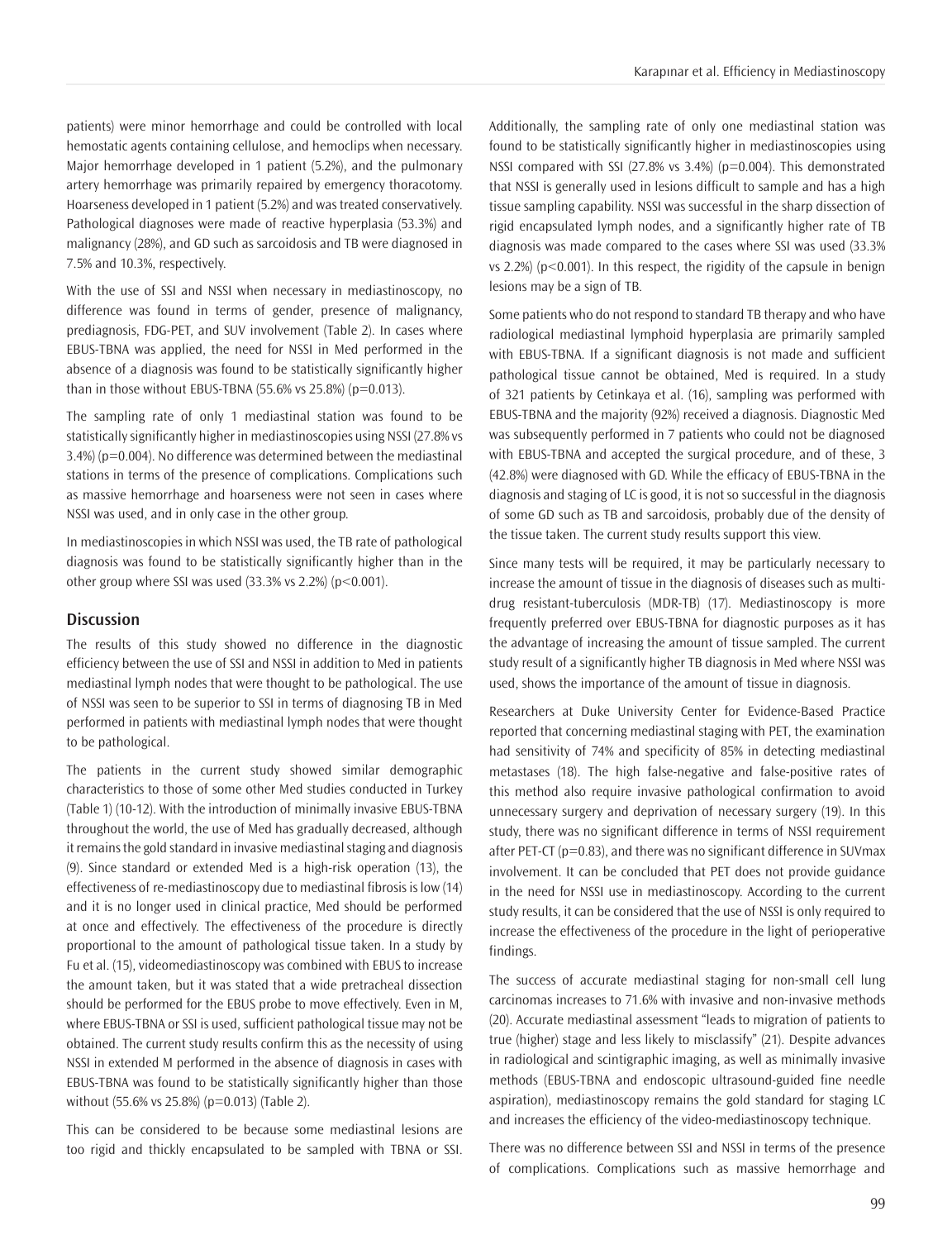patients) were minor hemorrhage and could be controlled with local hemostatic agents containing cellulose, and hemoclips when necessary. Major hemorrhage developed in 1 patient (5.2%), and the pulmonary artery hemorrhage was primarily repaired by emergency thoracotomy. Hoarseness developed in 1 patient (5.2%) and was treated conservatively. Pathological diagnoses were made of reactive hyperplasia (53.3%) and malignancy (28%), and GD such as sarcoidosis and TB were diagnosed in 7.5% and 10.3%, respectively.

With the use of SSI and NSSI when necessary in mediastinoscopy, no difference was found in terms of gender, presence of malignancy, prediagnosis, FDG-PET, and SUV involvement (Table 2). In cases where EBUS-TBNA was applied, the need for NSSI in Med performed in the absence of a diagnosis was found to be statistically significantly higher than in those without EBUS-TBNA (55.6% vs 25.8%) (p=0.013).

The sampling rate of only 1 mediastinal station was found to be statistically significantly higher in mediastinoscopies using NSSI (27.8% vs 3.4%) (p=0.004). No difference was determined between the mediastinal stations in terms of the presence of complications. Complications such as massive hemorrhage and hoarseness were not seen in cases where NSSI was used, and in only case in the other group.

In mediastinoscopies in which NSSI was used, the TB rate of pathological diagnosis was found to be statistically significantly higher than in the other group where SSI was used (33.3% vs 2.2%) (p<0.001).

## Discussion

The results of this study showed no difference in the diagnostic efficiency between the use of SSI and NSSI in addition to Med in patients mediastinal lymph nodes that were thought to be pathological. The use of NSSI was seen to be superior to SSI in terms of diagnosing TB in Med performed in patients with mediastinal lymph nodes that were thought to be pathological.

The patients in the current study showed similar demographic characteristics to those of some other Med studies conducted in Turkey (Table 1) (10-12). With the introduction of minimally invasive EBUS-TBNA throughout the world, the use of Med has gradually decreased, although it remains the gold standard in invasive mediastinal staging and diagnosis (9). Since standard or extended Med is a high-risk operation (13), the effectiveness of re-mediastinoscopy due to mediastinal fibrosis is low (14) and it is no longer used in clinical practice, Med should be performed at once and effectively. The effectiveness of the procedure is directly proportional to the amount of pathological tissue taken. In a study by Fu et al. (15), videomediastinoscopy was combined with EBUS to increase the amount taken, but it was stated that a wide pretracheal dissection should be performed for the EBUS probe to move effectively. Even in M, where EBUS-TBNA or SSI is used, sufficient pathological tissue may not be obtained. The current study results confirm this as the necessity of using NSSI in extended M performed in the absence of diagnosis in cases with EBUS-TBNA was found to be statistically significantly higher than those without (55.6% vs 25.8%) (p=0.013) (Table 2).

This can be considered to be because some mediastinal lesions are too rigid and thickly encapsulated to be sampled with TBNA or SSI. Additionally, the sampling rate of only one mediastinal station was found to be statistically significantly higher in mediastinoscopies using NSSI compared with SSI (27.8% vs 3.4%) (p=0.004). This demonstrated that NSSI is generally used in lesions difficult to sample and has a high tissue sampling capability. NSSI was successful in the sharp dissection of rigid encapsulated lymph nodes, and a significantly higher rate of TB diagnosis was made compared to the cases where SSI was used (33.3% vs 2.2%) (p<0.001). In this respect, the rigidity of the capsule in benign lesions may be a sign of TB.

Some patients who do not respond to standard TB therapy and who have radiological mediastinal lymphoid hyperplasia are primarily sampled with EBUS-TBNA. If a significant diagnosis is not made and sufficient pathological tissue cannot be obtained, Med is required. In a study of 321 patients by Cetinkaya et al. (16), sampling was performed with EBUS-TBNA and the majority (92%) received a diagnosis. Diagnostic Med was subsequently performed in 7 patients who could not be diagnosed with EBUS-TBNA and accepted the surgical procedure, and of these, 3 (42.8%) were diagnosed with GD. While the efficacy of EBUS-TBNA in the diagnosis and staging of LC is good, it is not so successful in the diagnosis of some GD such as TB and sarcoidosis, probably due of the density of the tissue taken. The current study results support this view.

Since many tests will be required, it may be particularly necessary to increase the amount of tissue in the diagnosis of diseases such as multi-drug resistant-tuberculosis (MDR-TB) (17). Mediastinoscopy is more frequently preferred over EBUS-TBNA for diagnostic purposes as it has the advantage of increasing the amount of tissue sampled. The current study result of a significantly higher TB diagnosis in Med where NSSI was used, shows the importance of the amount of tissue in diagnosis.

Researchers at Duke University Center for Evidence-Based Practice reported that concerning mediastinal staging with PET, the examination had sensitivity of 74% and specificity of 85% in detecting mediastinal metastases (18). The high false-negative and false-positive rates of this method also require invasive pathological confirmation to avoid unnecessary surgery and deprivation of necessary surgery (19). In this study, there was no significant difference in terms of NSSI requirement after PET-CT (p=0.83), and there was no significant difference in SUVmax involvement. It can be concluded that PET does not provide guidance in the need for NSSI use in mediastinoscopy. According to the current study results, it can be considered that the use of NSSI is only required to increase the effectiveness of the procedure in the light of perioperative findings.

The success of accurate mediastinal staging for non-small cell lung carcinomas increases to 71.6% with invasive and non-invasive methods (20). Accurate mediastinal assessment "leads to migration of patients to true (higher) stage and less likely to misclassify" (21). Despite advances in radiological and scintigraphic imaging, as well as minimally invasive methods (EBUS-TBNA and endoscopic ultrasound-guided fine needle aspiration), mediastinoscopy remains the gold standard for staging LC and increases the efficiency of the video-mediastinoscopy technique.

There was no difference between SSI and NSSI in terms of the presence of complications. Complications such as massive hemorrhage and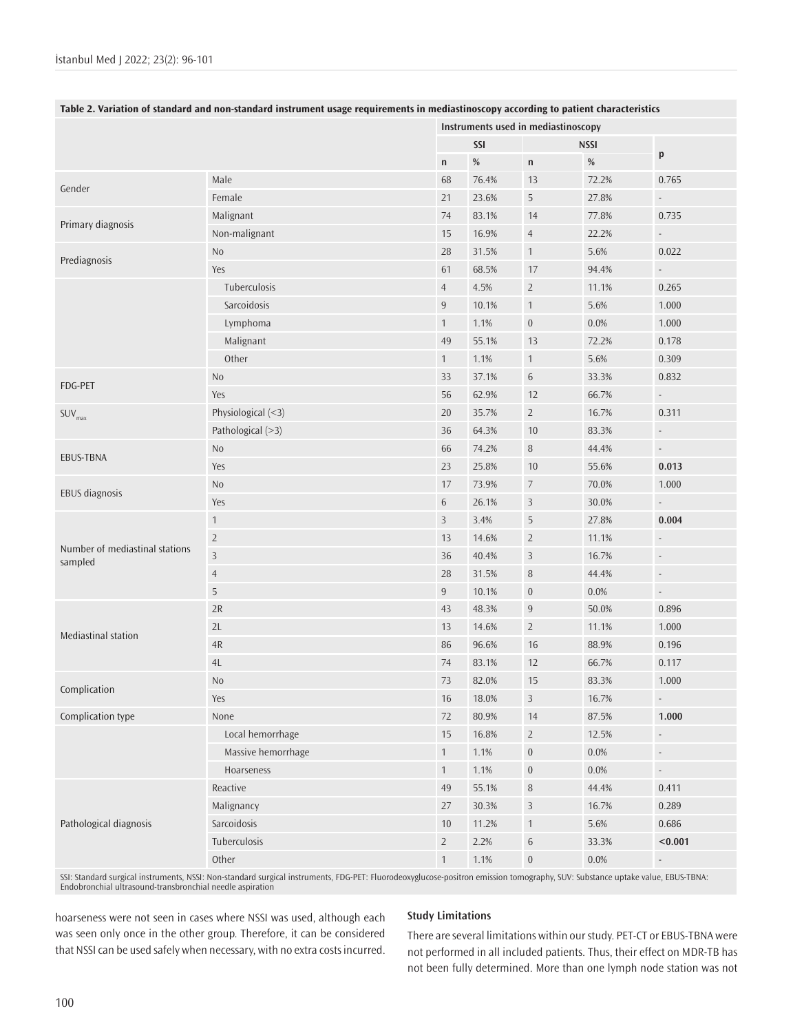**Table 2. Variation of standard and non-standard instrument usage requirements in mediastinoscopy according to patient characteristics**

| | | Instruments used in mediastinoscopy | | | | |
|---|---|---|---|---|---|---|
| | | SSI | | NSSI | | p |
| | | n | % | n | % | |
| Gender | Male | 68 | 76.4% | 13 | 72.2% | 0.765 |
| | Female | 21 | 23.6% | 5 | 27.8% | - |
| Primary diagnosis | Malignant | 74 | 83.1% | 14 | 77.8% | 0.735 |
| | Non-malignant | 15 | 16.9% | 4 | 22.2% | - |
| Prediagnosis | No | 28 | 31.5% | 1 | 5.6% | 0.022 |
| | Yes | 61 | 68.5% | 17 | 94.4% | - |
| | Tuberculosis | 4 | 4.5% | 2 | 11.1% | 0.265 |
| | Sarcoidosis | 9 | 10.1% | 1 | 5.6% | 1.000 |
| | Lymphoma | 1 | 1.1% | 0 | 0.0% | 1.000 |
| | Malignant | 49 | 55.1% | 13 | 72.2% | 0.178 |
| | Other | 1 | 1.1% | 1 | 5.6% | 0.309 |
| FDG-PET | No | 33 | 37.1% | 6 | 33.3% | 0.832 |
| | Yes | 56 | 62.9% | 12 | 66.7% | - |
| $SUV_{max}$ | Physiological (<3) | 20 | 35.7% | 2 | 16.7% | 0.311 |
| | Pathological (>3) | 36 | 64.3% | 10 | 83.3% | - |
| EBUS-TBNA | No | 66 | 74.2% | 8 | 44.4% | - |
| | Yes | 23 | 25.8% | 10 | 55.6% | **0.013** |
| EBUS diagnosis | No | 17 | 73.9% | 7 | 70.0% | 1.000 |
| | Yes | 6 | 26.1% | 3 | 30.0% | - |
| Number of mediastinal stations sampled | 1 | 3 | 3.4% | 5 | 27.8% | **0.004** |
| | 2 | 13 | 14.6% | 2 | 11.1% | - |
| | 3 | 36 | 40.4% | 3 | 16.7% | - |
| | 4 | 28 | 31.5% | 8 | 44.4% | - |
| | 5 | 9 | 10.1% | 0 | 0.0% | - |
| Mediastinal station | 2R | 43 | 48.3% | 9 | 50.0% | 0.896 |
| | 2L | 13 | 14.6% | 2 | 11.1% | 1.000 |
| | 4R | 86 | 96.6% | 16 | 88.9% | 0.196 |
| | 4L | 74 | 83.1% | 12 | 66.7% | 0.117 |
| Complication | No | 73 | 82.0% | 15 | 83.3% | 1.000 |
| | Yes | 16 | 18.0% | 3 | 16.7% | - |
| Complication type | None | 72 | 80.9% | 14 | 87.5% | **1.000** |
| | Local hemorrhage | 15 | 16.8% | 2 | 12.5% | - |
| | Massive hemorrhage | 1 | 1.1% | 0 | 0.0% | - |
| | Hoarseness | 1 | 1.1% | 0 | 0.0% | - |
| Pathological diagnosis | Reactive | 49 | 55.1% | 8 | 44.4% | 0.411 |
| | Malignancy | 27 | 30.3% | 3 | 16.7% | 0.289 |
| | Sarcoidosis | 10 | 11.2% | 1 | 5.6% | 0.686 |
| | Tuberculosis | 2 | 2.2% | 6 | 33.3% | **<0.001** |
| | Other | 1 | 1.1% | 0 | 0.0% | - |

SSI: Standard surgical instruments, NSSI: Non-standard surgical instruments, FDG-PET: Fluorodeoxyglucose-positron emission tomography, SUV: Substance uptake value, EBUS-TBNA: Endobronchial ultrasound-transbronchial needle aspiration

hoarseness were not seen in cases where NSSI was used, although each was seen only once in the other group. Therefore, it can be considered that NSSI can be used safely when necessary, with no extra costs incurred.

### Study Limitations

There are several limitations within our study. PET-CT or EBUS-TBNA were not performed in all included patients. Thus, their effect on MDR-TB has not been fully determined. More than one lymph node station was not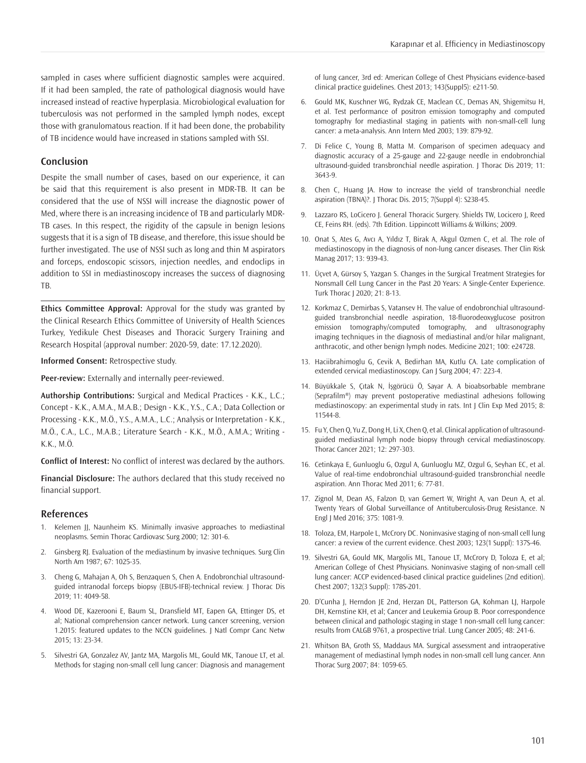sampled in cases where sufficient diagnostic samples were acquired. If it had been sampled, the rate of pathological diagnosis would have increased instead of reactive hyperplasia. Microbiological evaluation for tuberculosis was not performed in the sampled lymph nodes, except those with granulomatous reaction. If it had been done, the probability of TB incidence would have increased in stations sampled with SSI.

## Conclusion

Despite the small number of cases, based on our experience, it can be said that this requirement is also present in MDR-TB. It can be considered that the use of NSSI will increase the diagnostic power of Med, where there is an increasing incidence of TB and particularly MDR-TB cases. In this respect, the rigidity of the capsule in benign lesions suggests that it is a sign of TB disease, and therefore, this issue should be further investigated. The use of NSSI such as long and thin M aspirators and forceps, endoscopic scissors, injection needles, and endoclips in addition to SSI in mediastinoscopy increases the success of diagnosing TB.

**Ethics Committee Approval:** Approval for the study was granted by the Clinical Research Ethics Committee of University of Health Sciences Turkey, Yedikule Chest Diseases and Thoracic Surgery Training and Research Hospital (approval number: 2020-59, date: 17.12.2020).

**Informed Consent:** Retrospective study.

**Peer-review:** Externally and internally peer-reviewed.

**Authorship Contributions:** Surgical and Medical Practices - K.K., L.C.; Concept - K.K., A.M.A., M.A.B.; Design - K.K., Y.S., C.A.; Data Collection or Processing - K.K., M.Ö., Y.S., A.M.A., L.C.; Analysis or Interpretation - K.K., M.Ö., C.A., L.C., M.A.B.; Literature Search - K.K., M.Ö., A.M.A.; Writing - K.K., M.Ö.

**Conflict of Interest:** No conflict of interest was declared by the authors.

**Financial Disclosure:** The authors declared that this study received no financial support.

## References

1. Kelemen JJ, Naunheim KS. Minimally invasive approaches to mediastinal neoplasms. Semin Thorac Cardiovasc Surg 2000; 12: 301-6.
2. Ginsberg RJ. Evaluation of the mediastinum by invasive techniques. Surg Clin North Am 1987; 67: 1025-35.
3. Cheng G, Mahajan A, Oh S, Benzaquen S, Chen A. Endobronchial ultrasound-guided intranodal forceps biopsy (EBUS-IFB)-technical review. J Thorac Dis 2019; 11: 4049-58.
4. Wood DE, Kazerooni E, Baum SL, Dransfield MT, Eapen GA, Ettinger DS, et al; National comprehension cancer network. Lung cancer screening, version 1.2015: featured updates to the NCCN guidelines. J Natl Compr Canc Netw 2015; 13: 23-34.
5. Silvestri GA, Gonzalez AV, Jantz MA, Margolis ML, Gould MK, Tanoue LT, et al. Methods for staging non-small cell lung cancer: Diagnosis and management of lung cancer, 3rd ed: American College of Chest Physicians evidence-based clinical practice guidelines. Chest 2013; 143(Suppl5): e211-50.
6. Gould MK, Kuschner WG, Rydzak CE, Maclean CC, Demas AN, Shigemitsu H, et al. Test performance of positron emission tomography and computed tomography for mediastinal staging in patients with non-small-cell lung cancer: a meta-analysis. Ann Intern Med 2003; 139: 879-92.
7. Di Felice C, Young B, Matta M. Comparison of specimen adequacy and diagnostic accuracy of a 25-gauge and 22-gauge needle in endobronchial ultrasound-guided transbronchial needle aspiration. J Thorac Dis 2019; 11: 3643-9.
8. Chen C, Huang JA. How to increase the yield of transbronchial needle aspiration (TBNA)?. J Thorac Dis. 2015; 7(Suppl 4): S238-45.
9. Lazzaro RS, LoCicero J. General Thoracic Surgery. Shields TW, Locicero J, Reed CE, Feins RH. (eds). 7th Edition. Lippincott Williams & Wilkins; 2009.
10. Onat S, Ates G, Avcı A, Yıldız T, Birak A, Akgul Ozmen C, et al. The role of mediastinoscopy in the diagnosis of non-lung cancer diseases. Ther Clin Risk Manag 2017; 13: 939-43.
11. Üçvet A, Gürsoy S, Yazgan S. Changes in the Surgical Treatment Strategies for Nonsmall Cell Lung Cancer in the Past 20 Years: A Single-Center Experience. Turk Thorac J 2020; 21: 8-13.
12. Korkmaz C, Demirbas S, Vatansev H. The value of endobronchial ultrasound-guided transbronchial needle aspiration, 18-fluorodeoxyglucose positron emission tomography/computed tomography, and ultrasonography imaging techniques in the diagnosis of mediastinal and/or hilar malignant, anthracotic, and other benign lymph nodes. Medicine 2021; 100: e24728.
13. Haciibrahimoglu G, Cevik A, Bedirhan MA, Kutlu CA. Late complication of extended cervical mediastinoscopy. Can J Surg 2004; 47: 223-4.
14. Büyükkale S, Çıtak N, İşgörücü Ö, Sayar A. A bioabsorbable membrane (Seprafilm®) may prevent postoperative mediastinal adhesions following mediastinoscopy: an experimental study in rats. Int J Clin Exp Med 2015; 8: 11544-8.
15. Fu Y, Chen Q, Yu Z, Dong H, Li X, Chen Q, et al. Clinical application of ultrasound-guided mediastinal lymph node biopsy through cervical mediastinoscopy. Thorac Cancer 2021; 12: 297-303.
16. Cetinkaya E, Gunluoglu G, Ozgul A, Gunluoglu MZ, Ozgul G, Seyhan EC, et al. Value of real-time endobronchial ultrasound-guided transbronchial needle aspiration. Ann Thorac Med 2011; 6: 77-81.
17. Zignol M, Dean AS, Falzon D, van Gemert W, Wright A, van Deun A, et al. Twenty Years of Global Surveillance of Antituberculosis-Drug Resistance. N Engl J Med 2016; 375: 1081-9.
18. Toloza, EM, Harpole L, McCrory DC. Noninvasive staging of non-small cell lung cancer: a review of the current evidence. Chest 2003; 123(1 Suppl): 137S-46.
19. Silvestri GA, Gould MK, Margolis ML, Tanoue LT, McCrory D, Toloza E, et al; American College of Chest Physicians. Noninvasive staging of non-small cell lung cancer: ACCP evidenced-based clinical practice guidelines (2nd edition). Chest 2007; 132(3 Suppl): 178S-201.
20. D'Cunha J, Herndon JE 2nd, Herzan DL, Patterson GA, Kohman LJ, Harpole DH, Kernstine KH, et al; Cancer and Leukemia Group B. Poor correspondence between clinical and pathologic staging in stage 1 non-small cell lung cancer: results from CALGB 9761, a prospective trial. Lung Cancer 2005; 48: 241-6.
21. Whitson BA, Groth SS, Maddaus MA. Surgical assessment and intraoperative management of mediastinal lymph nodes in non-small cell lung cancer. Ann Thorac Surg 2007; 84: 1059-65.